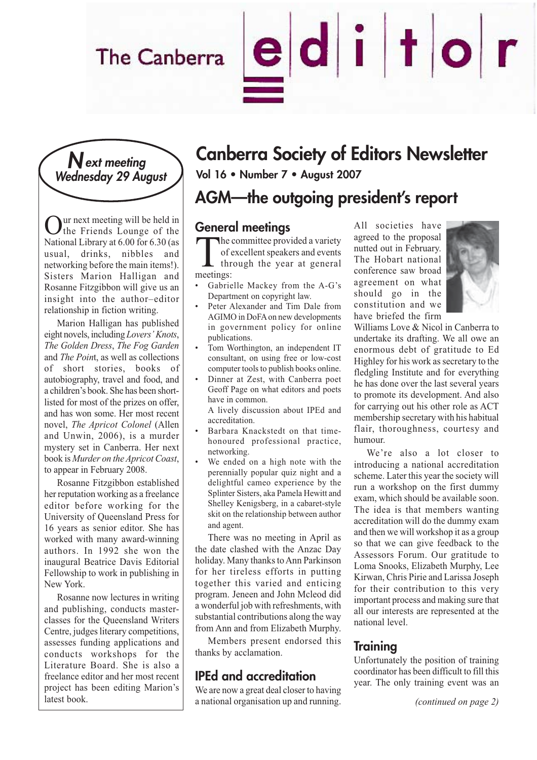# The Canberra editor

## Canberra Society of Editors Newsletter

**Vol 16 • Number 7 • August 2007**

## *Next meeting Wednesday 29 August*

Our next meeting will be held in the Friends Lounge of the National Library at 6.00 for 6.30 (as usual, drinks, nibbles and networking before the main items!). Sisters Marion Halligan and Rosanne Fitzgibbon will give us an insight into the author–editor relationship in fiction writing.

Marion Halligan has published eight novels, including *Lovers' Knots*, *The Golden Dress*, *The Fog Garden* and *The Point*, as well as collections of short stories, books of autobiography, travel and food, and a children's book. She has been short-listed for most of the prizes on offer, and has won some. Her most recent novel, *The Apricot Colonel* (Allen and Unwin, 2006), is a murder mystery set in Canberra. Her next book is *Murder on the Apricot Coast*, to appear in February 2008.

Rosanne Fitzgibbon established her reputation working as a freelance editor before working for the University of Queensland Press for 16 years as senior editor. She has worked with many award-winning authors. In 1992 she won the inaugural Beatrice Davis Editorial Fellowship to work in publishing in New York.

Rosanne now lectures in writing and publishing, conducts master-classes for the Queensland Writers Centre, judges literary competitions, assesses funding applications and conducts workshops for the Literature Board. She is also a freelance editor and her most recent project has been editing Marion's latest book.

## AGM—the outgoing president's report

### General meetings

The committee provided a variety of excellent speakers and events through the year at general meetings:

- Gabrielle Mackey from the A-G's Department on copyright law.
- Peter Alexander and Tim Dale from AGIMO in DoFA on new developments in government policy for online publications.
- Tom Worthington, an independent IT consultant, on using free or low-cost computer tools to publish books online.
- Dinner at Zest, with Canberra poet Geoff Page on what editors and poets have in common.
  A lively discussion about IPEd and accreditation.
- Barbara Knackstedt on that time-honoured professional practice, networking.
- We ended on a high note with the perennially popular quiz night and a delightful cameo experience by the Splinter Sisters, aka Pamela Hewitt and Shelley Kenigsberg, in a cabaret-style skit on the relationship between author and agent.

There was no meeting in April as the date clashed with the Anzac Day holiday. Many thanks to Ann Parkinson for her tireless efforts in putting together this varied and enticing program. Jeneen and John Mcleod did a wonderful job with refreshments, with substantial contributions along the way from Ann and from Elizabeth Murphy.

Members present endorsed this thanks by acclamation.

### IPEd and accreditation

We are now a great deal closer to having a national organisation up and running. All societies have agreed to the proposal nutted out in February. The Hobart national conference saw broad agreement on what should go in the constitution and we have briefed the firm Williams Love & Nicol in Canberra to undertake its drafting. We all owe an enormous debt of gratitude to Ed Highley for his work as secretary to the fledgling Institute and for everything he has done over the last several years to promote its development. And also for carrying out his other role as ACT membership secretary with his habitual flair, thoroughness, courtesy and humour.

We're also a lot closer to introducing a national accreditation scheme. Later this year the society will run a workshop on the first dummy exam, which should be available soon. The idea is that members wanting accreditation will do the dummy exam and then we will workshop it as a group so that we can give feedback to the Assessors Forum. Our gratitude to Loma Snooks, Elizabeth Murphy, Lee Kirwan, Chris Pirie and Larissa Joseph for their contribution to this very important process and making sure that all our interests are represented at the national level.

### Training

Unfortunately the position of training coordinator has been difficult to fill this year. The only training event was an

*(continued on page 2)*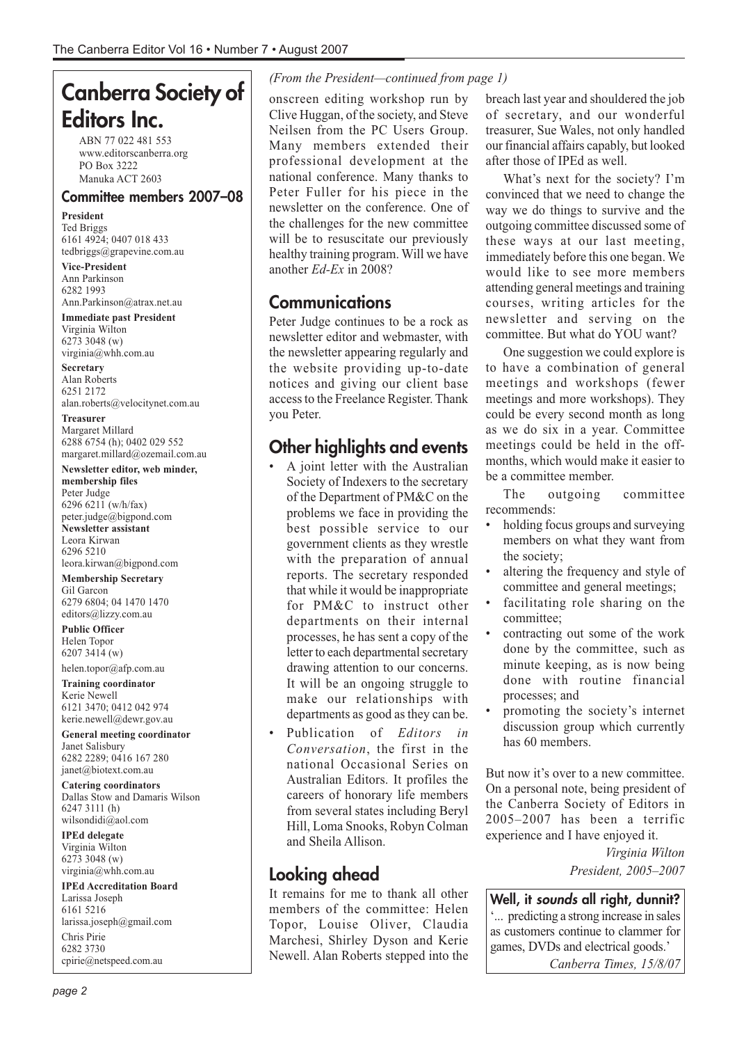# Canberra Society of Editors Inc.

ABN 77 022 481 553
www.editorscanberra.org
PO Box 3222
Manuka ACT 2603

## Committee members 2007–08

**President**
Ted Briggs
6161 4924; 0407 018 433
tedbriggs@grapevine.com.au

**Vice-President**
Ann Parkinson
6282 1993
Ann.Parkinson@atrax.net.au

**Immediate past President**
Virginia Wilton
6273 3048 (w)
virginia@whh.com.au

**Secretary**
Alan Roberts
6251 2172
alan.roberts@velocitynet.com.au

**Treasurer**
Margaret Millard
6288 6754 (h); 0402 029 552
margaret.millard@ozemail.com.au

**Newsletter editor, web minder, membership files**
Peter Judge
6296 6211 (w/h/fax)
peter.judge@bigpond.com

**Newsletter assistant**
Leora Kirwan
6296 5210
leora.kirwan@bigpond.com

**Membership Secretary**
Gil Garcon
6279 6804; 04 1470 1470
editors@lizzy.com.au

**Public Officer**
Helen Topor
6207 3414 (w)
helen.topor@afp.com.au

**Training coordinator**
Kerie Newell
6121 3470; 0412 042 974
kerie.newell@dewr.gov.au

**General meeting coordinator**
Janet Salisbury
6282 2289; 0416 167 280
janet@biotext.com.au

**Catering coordinators**
Dallas Stow and Damaris Wilson
6247 3111 (h)
wilsondidi@aol.com

**IPEd delegate**
Virginia Wilton
6273 3048 (w)
virginia@whh.com.au

**IPEd Accreditation Board**
Larissa Joseph
6161 5216
larissa.joseph@gmail.com

Chris Pirie
6282 3730
cpirie@netspeed.com.au

*(From the President—continued from page 1)*

onscreen editing workshop run by Clive Huggan, of the society, and Steve Neilsen from the PC Users Group. Many members extended their professional development at the national conference. Many thanks to Peter Fuller for his piece in the newsletter on the conference. One of the challenges for the new committee will be to resuscitate our previously healthy training program. Will we have another *Ed-Ex* in 2008?

## Communications

Peter Judge continues to be a rock as newsletter editor and webmaster, with the newsletter appearing regularly and the website providing up-to-date notices and giving our client base access to the Freelance Register. Thank you Peter.

## Other highlights and events

- A joint letter with the Australian Society of Indexers to the secretary of the Department of PM&C on the problems we face in providing the best possible service to our government clients as they wrestle with the preparation of annual reports. The secretary responded that while it would be inappropriate for PM&C to instruct other departments on their internal processes, he has sent a copy of the letter to each departmental secretary drawing attention to our concerns. It will be an ongoing struggle to make our relationships with departments as good as they can be.
- Publication of *Editors in Conversation*, the first in the national Occasional Series on Australian Editors. It profiles the careers of honorary life members from several states including Beryl Hill, Loma Snooks, Robyn Colman and Sheila Allison.

## Looking ahead

It remains for me to thank all other members of the committee: Helen Topor, Louise Oliver, Claudia Marchesi, Shirley Dyson and Kerie Newell. Alan Roberts stepped into the breach last year and shouldered the job of secretary, and our wonderful treasurer, Sue Wales, not only handled our financial affairs capably, but looked after those of IPEd as well.

What's next for the society? I'm convinced that we need to change the way we do things to survive and the outgoing committee discussed some of these ways at our last meeting, immediately before this one began. We would like to see more members attending general meetings and training courses, writing articles for the newsletter and serving on the committee. But what do YOU want?

One suggestion we could explore is to have a combination of general meetings and workshops (fewer meetings and more workshops). They could be every second month as long as we do six in a year. Committee meetings could be held in the off-months, which would make it easier to be a committee member.

The outgoing committee recommends:

- holding focus groups and surveying members on what they want from the society;
- altering the frequency and style of committee and general meetings;
- facilitating role sharing on the committee;
- contracting out some of the work done by the committee, such as minute keeping, as is now being done with routine financial processes; and
- promoting the society's internet discussion group which currently has 60 members.

But now it's over to a new committee. On a personal note, being president of the Canberra Society of Editors in 2005–2007 has been a terrific experience and I have enjoyed it.

*Virginia Wilton*
*President, 2005–2007*

**Well, it *sounds* all right, dunnit?**

'... predicting a strong increase in sales as customers continue to clammer for games, DVDs and electrical goods.'

*Canberra Times, 15/8/07*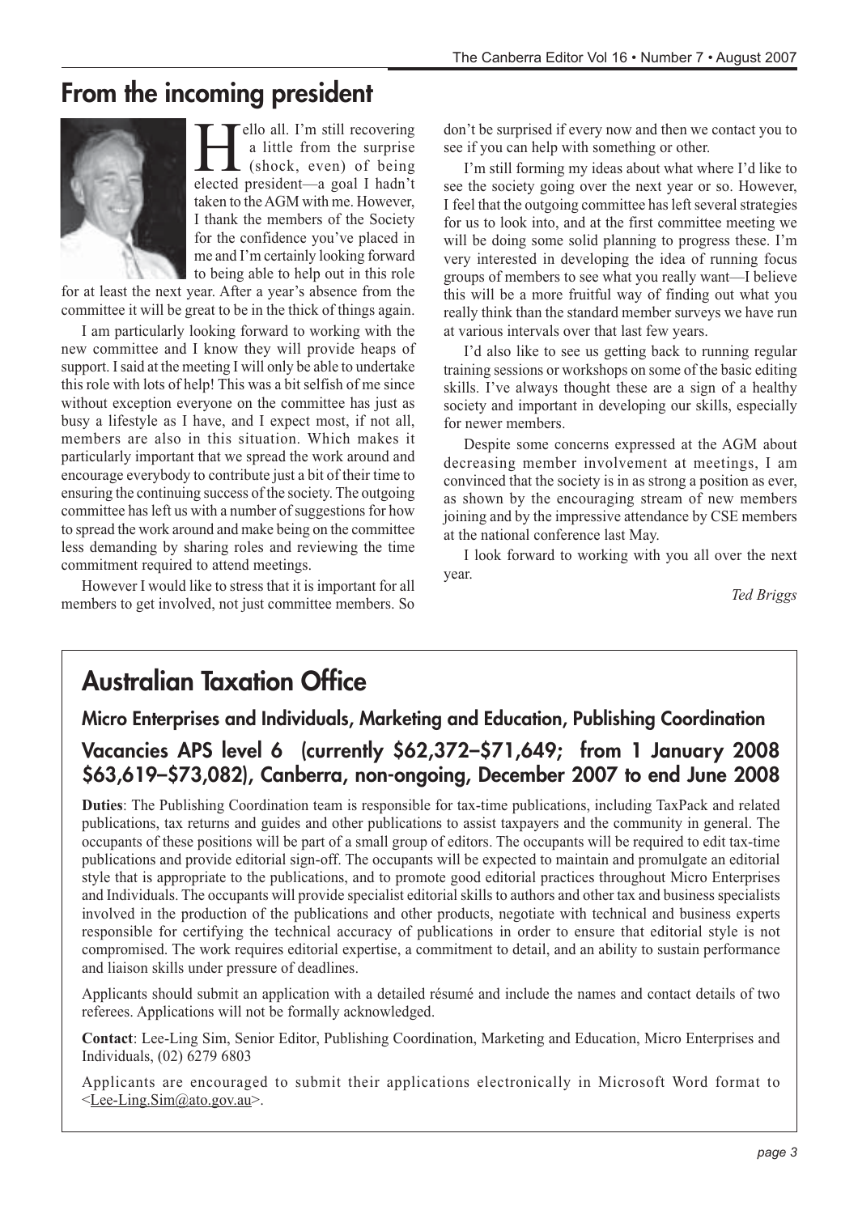## From the incoming president

Hello all. I'm still recovering a little from the surprise (shock, even) of being elected president—a goal I hadn't taken to the AGM with me. However, I thank the members of the Society for the confidence you've placed in me and I'm certainly looking forward to being able to help out in this role for at least the next year. After a year's absence from the committee it will be great to be in the thick of things again.

I am particularly looking forward to working with the new committee and I know they will provide heaps of support. I said at the meeting I will only be able to undertake this role with lots of help! This was a bit selfish of me since without exception everyone on the committee has just as busy a lifestyle as I have, and I expect most, if not all, members are also in this situation. Which makes it particularly important that we spread the work around and encourage everybody to contribute just a bit of their time to ensuring the continuing success of the society. The outgoing committee has left us with a number of suggestions for how to spread the work around and make being on the committee less demanding by sharing roles and reviewing the time commitment required to attend meetings.

However I would like to stress that it is important for all members to get involved, not just committee members. So don't be surprised if every now and then we contact you to see if you can help with something or other.

I'm still forming my ideas about what where I'd like to see the society going over the next year or so. However, I feel that the outgoing committee has left several strategies for us to look into, and at the first committee meeting we will be doing some solid planning to progress these. I'm very interested in developing the idea of running focus groups of members to see what you really want—I believe this will be a more fruitful way of finding out what you really think than the standard member surveys we have run at various intervals over that last few years.

I'd also like to see us getting back to running regular training sessions or workshops on some of the basic editing skills. I've always thought these are a sign of a healthy society and important in developing our skills, especially for newer members.

Despite some concerns expressed at the AGM about decreasing member involvement at meetings, I am convinced that the society is in as strong a position as ever, as shown by the encouraging stream of new members joining and by the impressive attendance by CSE members at the national conference last May.

I look forward to working with you all over the next year.

*Ted Briggs*

## Australian Taxation Office

### Micro Enterprises and Individuals, Marketing and Education, Publishing Coordination

### Vacancies APS level 6 (currently $62,372–$71,649; from 1 January 2008 $63,619–$73,082), Canberra, non-ongoing, December 2007 to end June 2008

**Duties**: The Publishing Coordination team is responsible for tax-time publications, including TaxPack and related publications, tax returns and guides and other publications to assist taxpayers and the community in general. The occupants of these positions will be part of a small group of editors. The occupants will be required to edit tax-time publications and provide editorial sign-off. The occupants will be expected to maintain and promulgate an editorial style that is appropriate to the publications, and to promote good editorial practices throughout Micro Enterprises and Individuals. The occupants will provide specialist editorial skills to authors and other tax and business specialists involved in the production of the publications and other products, negotiate with technical and business experts responsible for certifying the technical accuracy of publications in order to ensure that editorial style is not compromised. The work requires editorial expertise, a commitment to detail, and an ability to sustain performance and liaison skills under pressure of deadlines.

Applicants should submit an application with a detailed résumé and include the names and contact details of two referees. Applications will not be formally acknowledged.

**Contact**: Lee-Ling Sim, Senior Editor, Publishing Coordination, Marketing and Education, Micro Enterprises and Individuals, (02) 6279 6803

Applicants are encouraged to submit their applications electronically in Microsoft Word format to <Lee-Ling.Sim@ato.gov.au>.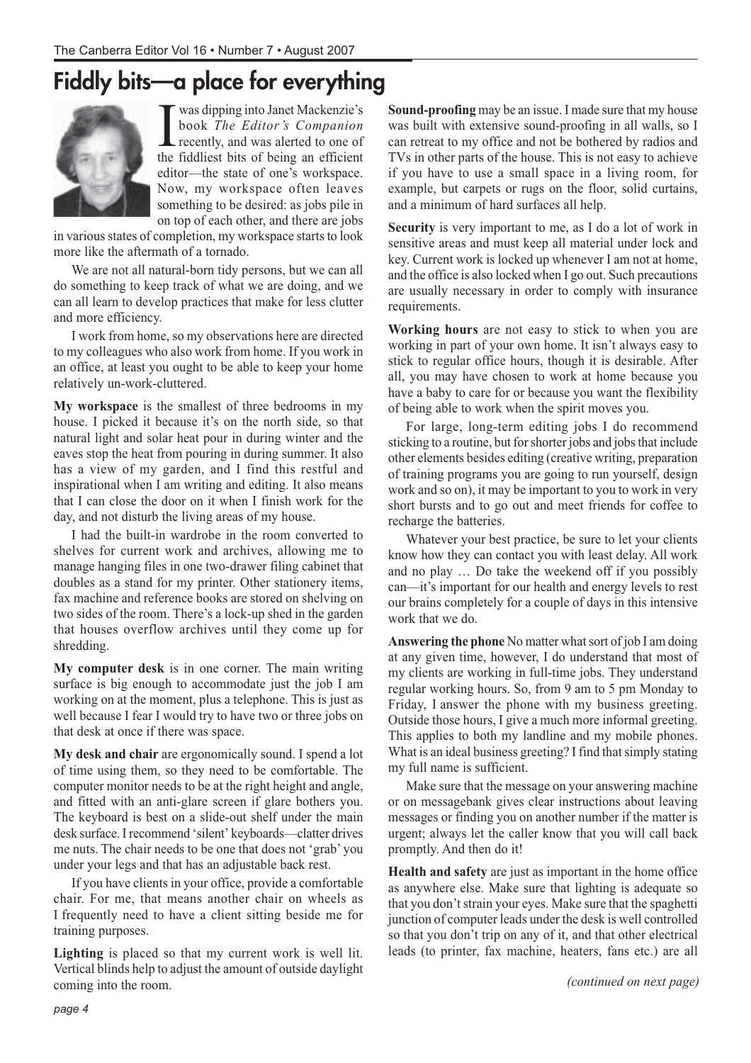# Fiddly bits—a place for everything

I was dipping into Janet Mackenzie's book *The Editor's Companion* recently, and was alerted to one of the fiddliest bits of being an efficient editor—the state of one's workspace. Now, my workspace often leaves something to be desired: as jobs pile in on top of each other, and there are jobs in various states of completion, my workspace starts to look more like the aftermath of a tornado.

We are not all natural-born tidy persons, but we can all do something to keep track of what we are doing, and we can all learn to develop practices that make for less clutter and more efficiency.

I work from home, so my observations here are directed to my colleagues who also work from home. If you work in an office, at least you ought to be able to keep your home relatively un-work-cluttered.

**My workspace** is the smallest of three bedrooms in my house. I picked it because it's on the north side, so that natural light and solar heat pour in during winter and the eaves stop the heat from pouring in during summer. It also has a view of my garden, and I find this restful and inspirational when I am writing and editing. It also means that I can close the door on it when I finish work for the day, and not disturb the living areas of my house.

I had the built-in wardrobe in the room converted to shelves for current work and archives, allowing me to manage hanging files in one two-drawer filing cabinet that doubles as a stand for my printer. Other stationery items, fax machine and reference books are stored on shelving on two sides of the room. There's a lock-up shed in the garden that houses overflow archives until they come up for shredding.

**My computer desk** is in one corner. The main writing surface is big enough to accommodate just the job I am working on at the moment, plus a telephone. This is just as well because I fear I would try to have two or three jobs on that desk at once if there was space.

**My desk and chair** are ergonomically sound. I spend a lot of time using them, so they need to be comfortable. The computer monitor needs to be at the right height and angle, and fitted with an anti-glare screen if glare bothers you. The keyboard is best on a slide-out shelf under the main desk surface. I recommend 'silent' keyboards—clatter drives me nuts. The chair needs to be one that does not 'grab' you under your legs and that has an adjustable back rest.

If you have clients in your office, provide a comfortable chair. For me, that means another chair on wheels as I frequently need to have a client sitting beside me for training purposes.

**Lighting** is placed so that my current work is well lit. Vertical blinds help to adjust the amount of outside daylight coming into the room.

**Sound-proofing** may be an issue. I made sure that my house was built with extensive sound-proofing in all walls, so I can retreat to my office and not be bothered by radios and TVs in other parts of the house. This is not easy to achieve if you have to use a small space in a living room, for example, but carpets or rugs on the floor, solid curtains, and a minimum of hard surfaces all help.

**Security** is very important to me, as I do a lot of work in sensitive areas and must keep all material under lock and key. Current work is locked up whenever I am not at home, and the office is also locked when I go out. Such precautions are usually necessary in order to comply with insurance requirements.

**Working hours** are not easy to stick to when you are working in part of your own home. It isn't always easy to stick to regular office hours, though it is desirable. After all, you may have chosen to work at home because you have a baby to care for or because you want the flexibility of being able to work when the spirit moves you.

For large, long-term editing jobs I do recommend sticking to a routine, but for shorter jobs and jobs that include other elements besides editing (creative writing, preparation of training programs you are going to run yourself, design work and so on), it may be important to you to work in very short bursts and to go out and meet friends for coffee to recharge the batteries.

Whatever your best practice, be sure to let your clients know how they can contact you with least delay. All work and no play … Do take the weekend off if you possibly can—it's important for our health and energy levels to rest our brains completely for a couple of days in this intensive work that we do.

**Answering the phone** No matter what sort of job I am doing at any given time, however, I do understand that most of my clients are working in full-time jobs. They understand regular working hours. So, from 9 am to 5 pm Monday to Friday, I answer the phone with my business greeting. Outside those hours, I give a much more informal greeting. This applies to both my landline and my mobile phones. What is an ideal business greeting? I find that simply stating my full name is sufficient.

Make sure that the message on your answering machine or on messagebank gives clear instructions about leaving messages or finding you on another number if the matter is urgent; always let the caller know that you will call back promptly. And then do it!

**Health and safety** are just as important in the home office as anywhere else. Make sure that lighting is adequate so that you don't strain your eyes. Make sure that the spaghetti junction of computer leads under the desk is well controlled so that you don't trip on any of it, and that other electrical leads (to printer, fax machine, heaters, fans etc.) are all

*(continued on next page)*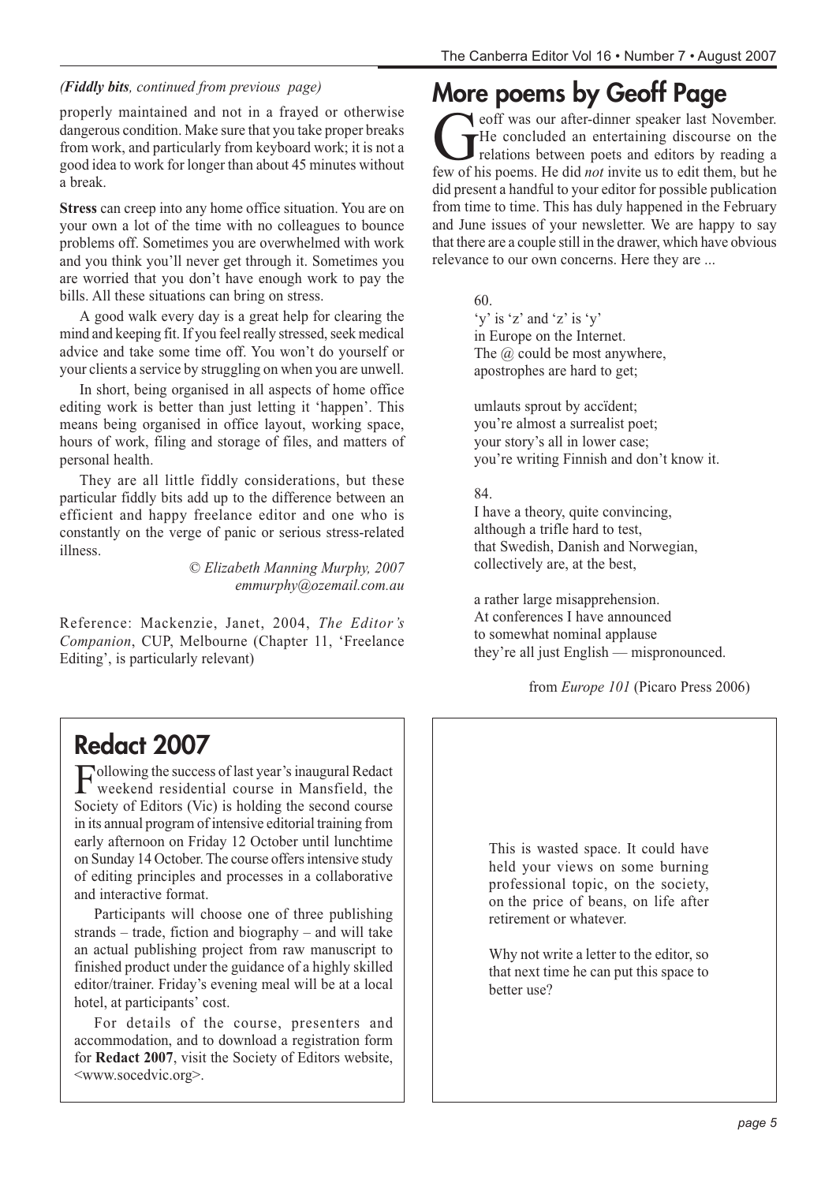*(**Fiddly bits**, continued from previous page)*

properly maintained and not in a frayed or otherwise dangerous condition. Make sure that you take proper breaks from work, and particularly from keyboard work; it is not a good idea to work for longer than about 45 minutes without a break.

**Stress** can creep into any home office situation. You are on your own a lot of the time with no colleagues to bounce problems off. Sometimes you are overwhelmed with work and you think you'll never get through it. Sometimes you are worried that you don't have enough work to pay the bills. All these situations can bring on stress.

A good walk every day is a great help for clearing the mind and keeping fit. If you feel really stressed, seek medical advice and take some time off. You won't do yourself or your clients a service by struggling on when you are unwell.

In short, being organised in all aspects of home office editing work is better than just letting it 'happen'. This means being organised in office layout, working space, hours of work, filing and storage of files, and matters of personal health.

They are all little fiddly considerations, but these particular fiddly bits add up to the difference between an efficient and happy freelance editor and one who is constantly on the verge of panic or serious stress-related illness.

*© Elizabeth Manning Murphy, 2007*
*emmurphy@ozemail.com.au*

Reference: Mackenzie, Janet, 2004, *The Editor's Companion*, CUP, Melbourne (Chapter 11, 'Freelance Editing', is particularly relevant)

# More poems by Geoff Page

Geoff was our after-dinner speaker last November. He concluded an entertaining discourse on the relations between poets and editors by reading a few of his poems. He did *not* invite us to edit them, but he did present a handful to your editor for possible publication from time to time. This has duly happened in the February and June issues of your newsletter. We are happy to say that there are a couple still in the drawer, which have obvious relevance to our own concerns. Here they are ...

60.
'y' is 'z' and 'z' is 'y'
in Europe on the Internet.
The @ could be most anywhere,
apostrophes are hard to get;

umlauts sprout by accïdent;
you're almost a surrealist poet;
your story's all in lower case;
you're writing Finnish and don't know it.

84.
I have a theory, quite convincing,
although a trifle hard to test,
that Swedish, Danish and Norwegian,
collectively are, at the best,

a rather large misapprehension.
At conferences I have announced
to somewhat nominal applause
they're all just English — mispronounced.

from *Europe 101* (Picaro Press 2006)

# Redact 2007

Following the success of last year's inaugural Redact weekend residential course in Mansfield, the Society of Editors (Vic) is holding the second course in its annual program of intensive editorial training from early afternoon on Friday 12 October until lunchtime on Sunday 14 October. The course offers intensive study of editing principles and processes in a collaborative and interactive format.

Participants will choose one of three publishing strands – trade, fiction and biography – and will take an actual publishing project from raw manuscript to finished product under the guidance of a highly skilled editor/trainer. Friday's evening meal will be at a local hotel, at participants' cost.

For details of the course, presenters and accommodation, and to download a registration form for **Redact 2007**, visit the Society of Editors website, <www.socedvic.org>.

This is wasted space. It could have held your views on some burning professional topic, on the society, on the price of beans, on life after retirement or whatever.

Why not write a letter to the editor, so that next time he can put this space to better use?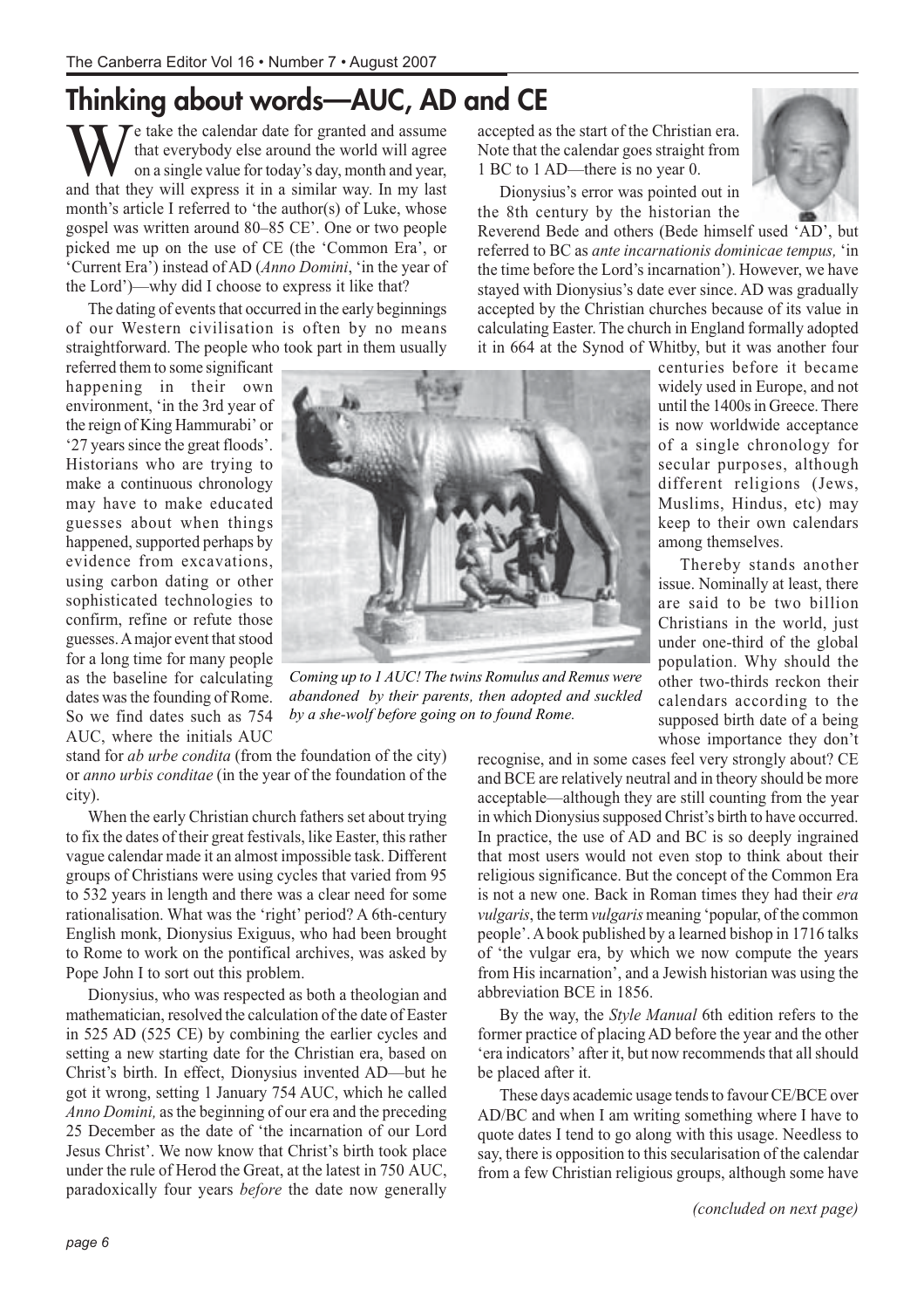# Thinking about words—AUC, AD and CE

We take the calendar date for granted and assume that everybody else around the world will agree on a single value for today's day, month and year, and that they will express it in a similar way. In my last month's article I referred to 'the author(s) of Luke, whose gospel was written around 80–85 CE'. One or two people picked me up on the use of CE (the 'Common Era', or 'Current Era') instead of AD (*Anno Domini*, 'in the year of the Lord')—why did I choose to express it like that?

The dating of events that occurred in the early beginnings of our Western civilisation is often by no means straightforward. The people who took part in them usually referred them to some significant happening in their own environment, 'in the 3rd year of the reign of King Hammurabi' or '27 years since the great floods'. Historians who are trying to make a continuous chronology may have to make educated guesses about when things happened, supported perhaps by evidence from excavations, using carbon dating or other sophisticated technologies to confirm, refine or refute those guesses. A major event that stood for a long time for many people as the baseline for calculating dates was the founding of Rome. So we find dates such as 754 AUC, where the initials AUC stand for *ab urbe condita* (from the foundation of the city) or *anno urbis conditae* (in the year of the foundation of the city).

*Coming up to 1 AUC! The twins Romulus and Remus were abandoned by their parents, then adopted and suckled by a she-wolf before going on to found Rome.*

When the early Christian church fathers set about trying to fix the dates of their great festivals, like Easter, this rather vague calendar made it an almost impossible task. Different groups of Christians were using cycles that varied from 95 to 532 years in length and there was a clear need for some rationalisation. What was the 'right' period? A 6th-century English monk, Dionysius Exiguus, who had been brought to Rome to work on the pontifical archives, was asked by Pope John I to sort out this problem.

Dionysius, who was respected as both a theologian and mathematician, resolved the calculation of the date of Easter in 525 AD (525 CE) by combining the earlier cycles and setting a new starting date for the Christian era, based on Christ's birth. In effect, Dionysius invented AD—but he got it wrong, setting 1 January 754 AUC, which he called *Anno Domini,* as the beginning of our era and the preceding 25 December as the date of 'the incarnation of our Lord Jesus Christ'. We now know that Christ's birth took place under the rule of Herod the Great, at the latest in 750 AUC, paradoxically four years *before* the date now generally accepted as the start of the Christian era. Note that the calendar goes straight from 1 BC to 1 AD—there is no year 0.

Dionysius's error was pointed out in the 8th century by the historian the Reverend Bede and others (Bede himself used 'AD', but referred to BC as *ante incarnationis dominicae tempus,* 'in the time before the Lord's incarnation'). However, we have stayed with Dionysius's date ever since. AD was gradually accepted by the Christian churches because of its value in calculating Easter. The church in England formally adopted it in 664 at the Synod of Whitby, but it was another four centuries before it became widely used in Europe, and not until the 1400s in Greece. There is now worldwide acceptance of a single chronology for secular purposes, although different religions (Jews, Muslims, Hindus, etc) may keep to their own calendars among themselves.

Thereby stands another issue. Nominally at least, there are said to be two billion Christians in the world, just under one-third of the global population. Why should the other two-thirds reckon their calendars according to the supposed birth date of a being whose importance they don't recognise, and in some cases feel very strongly about? CE and BCE are relatively neutral and in theory should be more acceptable—although they are still counting from the year in which Dionysius supposed Christ's birth to have occurred. In practice, the use of AD and BC is so deeply ingrained that most users would not even stop to think about their religious significance. But the concept of the Common Era is not a new one. Back in Roman times they had their *era vulgaris*, the term *vulgaris* meaning 'popular, of the common people'. A book published by a learned bishop in 1716 talks of 'the vulgar era, by which we now compute the years from His incarnation', and a Jewish historian was using the abbreviation BCE in 1856.

By the way, the *Style Manual* 6th edition refers to the former practice of placing AD before the year and the other 'era indicators' after it, but now recommends that all should be placed after it.

These days academic usage tends to favour CE/BCE over AD/BC and when I am writing something where I have to quote dates I tend to go along with this usage. Needless to say, there is opposition to this secularisation of the calendar from a few Christian religious groups, although some have

*(concluded on next page)*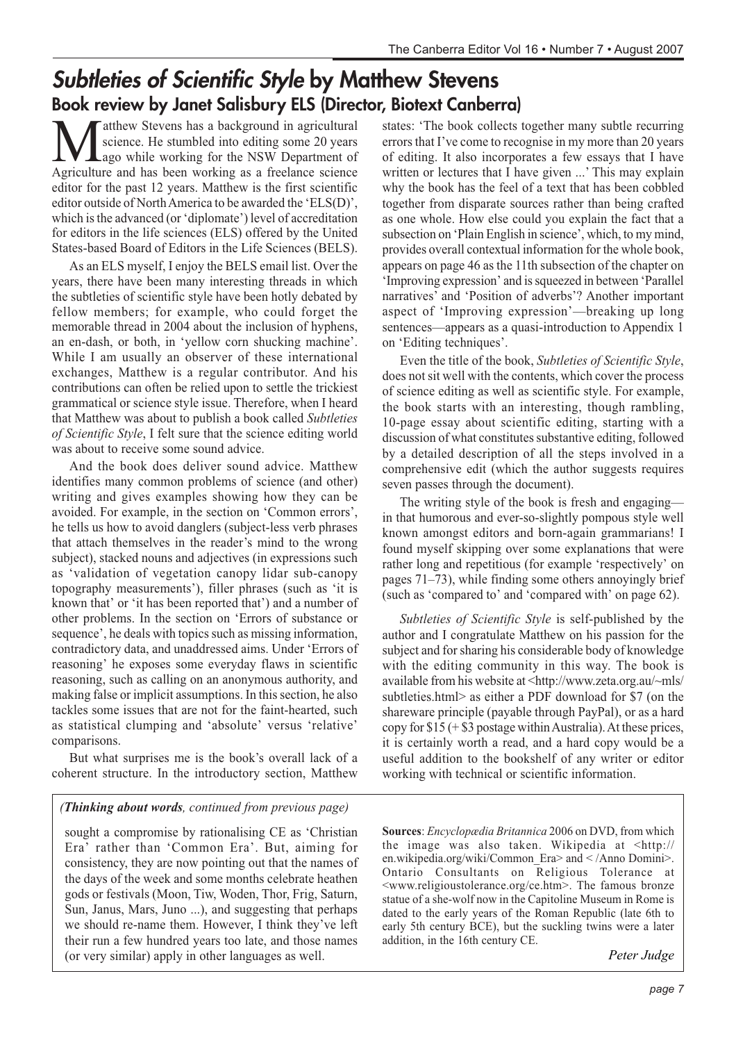# *Subtleties of Scientific Style* by Matthew Stevens

## Book review by Janet Salisbury ELS (Director, Biotext Canberra)

Matthew Stevens has a background in agricultural science. He stumbled into editing some 20 years ago while working for the NSW Department of Agriculture and has been working as a freelance science editor for the past 12 years. Matthew is the first scientific editor outside of North America to be awarded the 'ELS(D)', which is the advanced (or 'diplomate') level of accreditation for editors in the life sciences (ELS) offered by the United States-based Board of Editors in the Life Sciences (BELS).

As an ELS myself, I enjoy the BELS email list. Over the years, there have been many interesting threads in which the subtleties of scientific style have been hotly debated by fellow members; for example, who could forget the memorable thread in 2004 about the inclusion of hyphens, an en-dash, or both, in 'yellow corn shucking machine'. While I am usually an observer of these international exchanges, Matthew is a regular contributor. And his contributions can often be relied upon to settle the trickiest grammatical or science style issue. Therefore, when I heard that Matthew was about to publish a book called *Subtleties of Scientific Style*, I felt sure that the science editing world was about to receive some sound advice.

And the book does deliver sound advice. Matthew identifies many common problems of science (and other) writing and gives examples showing how they can be avoided. For example, in the section on 'Common errors', he tells us how to avoid danglers (subject-less verb phrases that attach themselves in the reader's mind to the wrong subject), stacked nouns and adjectives (in expressions such as 'validation of vegetation canopy lidar sub-canopy topography measurements'), filler phrases (such as 'it is known that' or 'it has been reported that') and a number of other problems. In the section on 'Errors of substance or sequence', he deals with topics such as missing information, contradictory data, and unaddressed aims. Under 'Errors of reasoning' he exposes some everyday flaws in scientific reasoning, such as calling on an anonymous authority, and making false or implicit assumptions. In this section, he also tackles some issues that are not for the faint-hearted, such as statistical clumping and 'absolute' versus 'relative' comparisons.

But what surprises me is the book's overall lack of a coherent structure. In the introductory section, Matthew states: 'The book collects together many subtle recurring errors that I've come to recognise in my more than 20 years of editing. It also incorporates a few essays that I have written or lectures that I have given ...' This may explain why the book has the feel of a text that has been cobbled together from disparate sources rather than being crafted as one whole. How else could you explain the fact that a subsection on 'Plain English in science', which, to my mind, provides overall contextual information for the whole book, appears on page 46 as the 11th subsection of the chapter on 'Improving expression' and is squeezed in between 'Parallel narratives' and 'Position of adverbs'? Another important aspect of 'Improving expression'—breaking up long sentences—appears as a quasi-introduction to Appendix 1 on 'Editing techniques'.

Even the title of the book, *Subtleties of Scientific Style*, does not sit well with the contents, which cover the process of science editing as well as scientific style. For example, the book starts with an interesting, though rambling, 10-page essay about scientific editing, starting with a discussion of what constitutes substantive editing, followed by a detailed description of all the steps involved in a comprehensive edit (which the author suggests requires seven passes through the document).

The writing style of the book is fresh and engaging—in that humorous and ever-so-slightly pompous style well known amongst editors and born-again grammarians! I found myself skipping over some explanations that were rather long and repetitious (for example 'respectively' on pages 71–73), while finding some others annoyingly brief (such as 'compared to' and 'compared with' on page 62).

*Subtleties of Scientific Style* is self-published by the author and I congratulate Matthew on his passion for the subject and for sharing his considerable body of knowledge with the editing community in this way. The book is available from his website at <http://www.zeta.org.au/~mls/subtleties.html> as either a PDF download for $7 (on the shareware principle (payable through PayPal), or as a hard copy for $15 (+ $3 postage within Australia). At these prices, it is certainly worth a read, and a hard copy would be a useful addition to the bookshelf of any writer or editor working with technical or scientific information.

---

***(Thinking about words**, continued from previous page)*

sought a compromise by rationalising CE as 'Christian Era' rather than 'Common Era'. But, aiming for consistency, they are now pointing out that the names of the days of the week and some months celebrate heathen gods or festivals (Moon, Tiw, Woden, Thor, Frig, Saturn, Sun, Janus, Mars, Juno ...), and suggesting that perhaps we should re-name them. However, I think they've left their run a few hundred years too late, and those names (or very similar) apply in other languages as well.

**Sources**: *Encyclopædia Britannica* 2006 on DVD, from which the image was also taken. Wikipedia at <http://en.wikipedia.org/wiki/Common_Era> and < /Anno Domini>. Ontario Consultants on Religious Tolerance at <www.religioustolerance.org/ce.htm>. The famous bronze statue of a she-wolf now in the Capitoline Museum in Rome is dated to the early years of the Roman Republic (late 6th to early 5th century BCE), but the suckling twins were a later addition, in the 16th century CE.

*Peter Judge*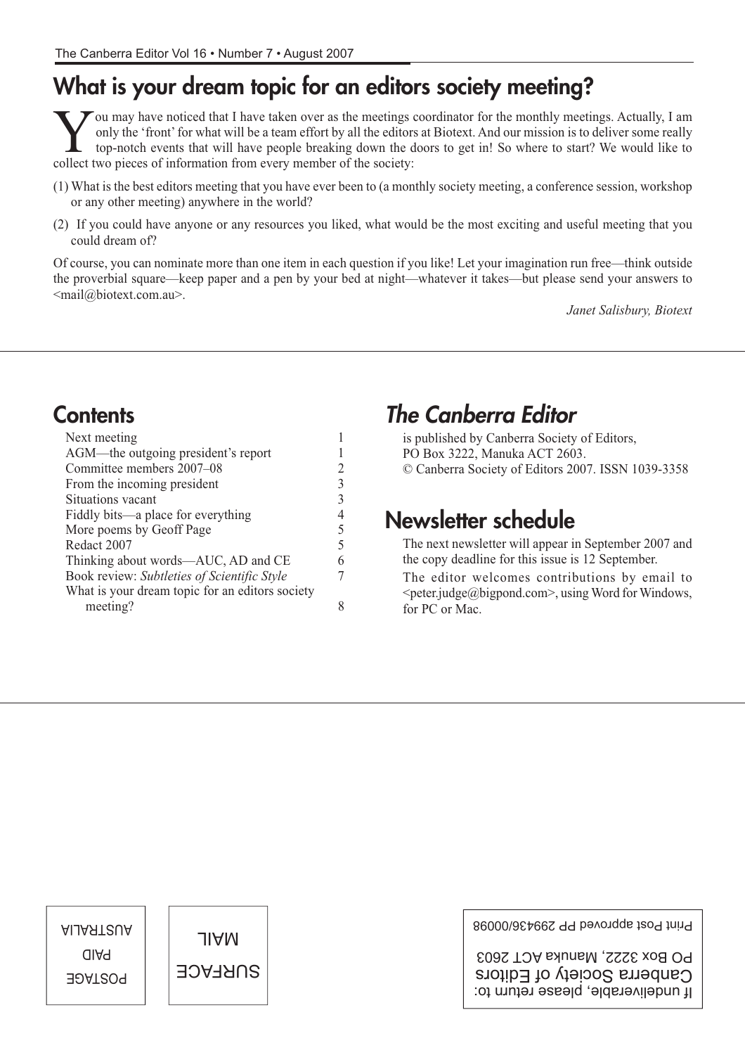# What is your dream topic for an editors society meeting?

You may have noticed that I have taken over as the meetings coordinator for the monthly meetings. Actually, I am only the 'front' for what will be a team effort by all the editors at Biotext. And our mission is to deliver some really top-notch events that will have people breaking down the doors to get in! So where to start? We would like to collect two pieces of information from every member of the society:

(1) What is the best editors meeting that you have ever been to (a monthly society meeting, a conference session, workshop or any other meeting) anywhere in the world?

(2) If you could have anyone or any resources you liked, what would be the most exciting and useful meeting that you could dream of?

Of course, you can nominate more than one item in each question if you like! Let your imagination run free—think outside the proverbial square—keep paper and a pen by your bed at night—whatever it takes—but please send your answers to <mail@biotext.com.au>.

*Janet Salisbury, Biotext*

## Contents

| | |
|---|---|
| Next meeting | 1 |
| AGM—the outgoing president's report | 1 |
| Committee members 2007–08 | 2 |
| From the incoming president | 3 |
| Situations vacant | 3 |
| Fiddly bits—a place for everything | 4 |
| More poems by Geoff Page | 5 |
| Redact 2007 | 5 |
| Thinking about words—AUC, AD and CE | 6 |
| Book review: *Subtleties of Scientific Style* | 7 |
| What is your dream topic for an editors society meeting? | 8 |

## *The Canberra Editor*

is published by Canberra Society of Editors,
PO Box 3222, Manuka ACT 2603.
© Canberra Society of Editors 2007. ISSN 1039-3358

## Newsletter schedule

The next newsletter will appear in September 2007 and the copy deadline for this issue is 12 September.

The editor welcomes contributions by email to <peter.judge@bigpond.com>, using Word for Windows, for PC or Mac.

POSTAGE
PAID
AUSTRALIA

SURFACE
MAIL

If undeliverable, please return to:
Canberra Society of Editors
PO Box 3222, Manuka ACT 2603
Print Post approved PP 299436/00098